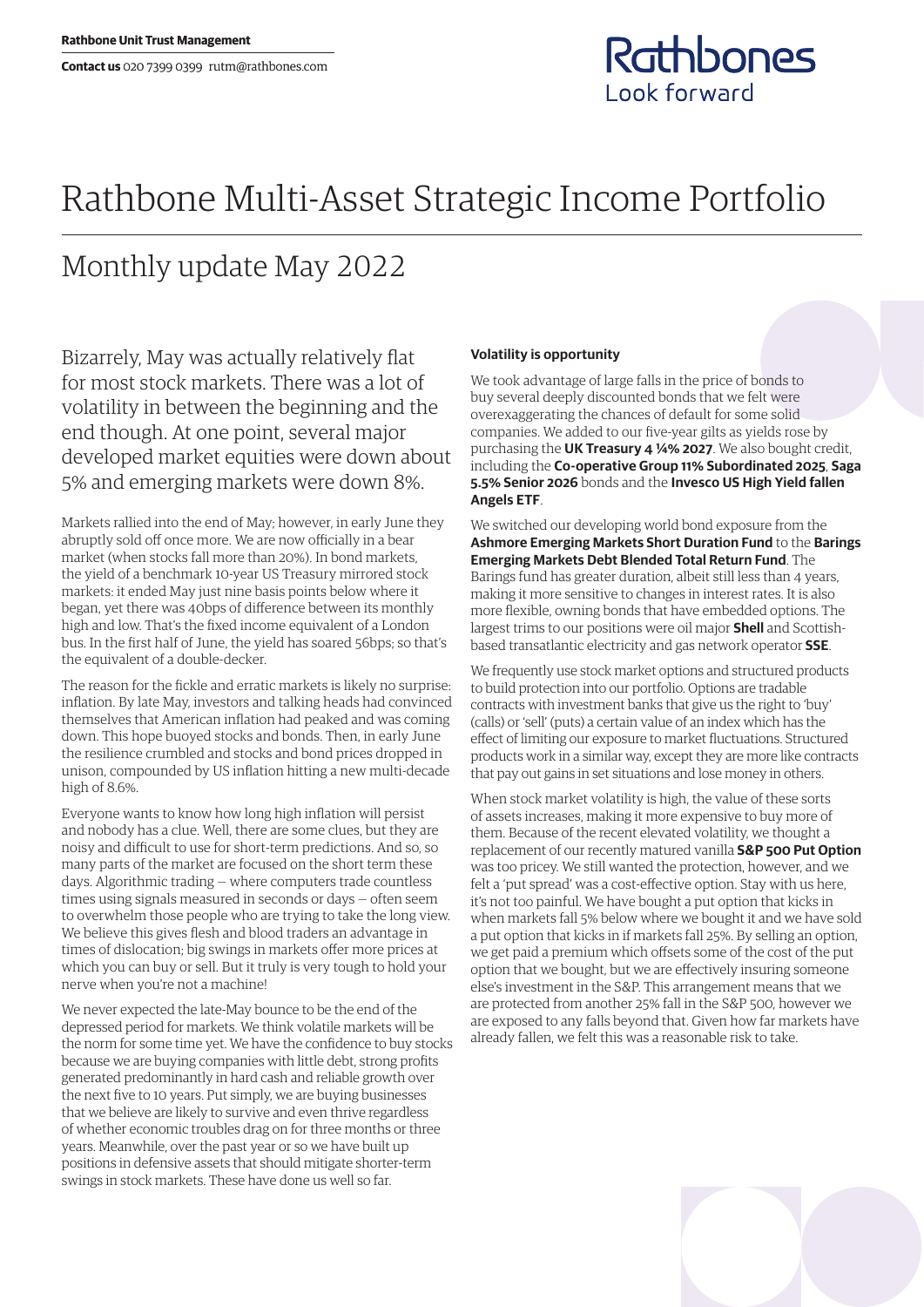Rathbone Unit Trust Management

**Contact us** 020 7399 0399 rutm@rathbones.com

# Rathbone Multi-Asset Strategic Income Portfolio

## Monthly update May 2022

Bizarrely, May was actually relatively flat for most stock markets. There was a lot of volatility in between the beginning and the end though. At one point, several major developed market equities were down about 5% and emerging markets were down 8%.

Markets rallied into the end of May; however, in early June they abruptly sold off once more. We are now officially in a bear market (when stocks fall more than 20%). In bond markets, the yield of a benchmark 10-year US Treasury mirrored stock markets: it ended May just nine basis points below where it began, yet there was 40bps of difference between its monthly high and low. That's the fixed income equivalent of a London bus. In the first half of June, the yield has soared 56bps; so that's the equivalent of a double-decker.

The reason for the fickle and erratic markets is likely no surprise: inflation. By late May, investors and talking heads had convinced themselves that American inflation had peaked and was coming down. This hope buoyed stocks and bonds. Then, in early June the resilience crumbled and stocks and bond prices dropped in unison, compounded by US inflation hitting a new multi-decade high of 8.6%.

Everyone wants to know how long high inflation will persist and nobody has a clue. Well, there are some clues, but they are noisy and difficult to use for short-term predictions. And so, so many parts of the market are focused on the short term these days. Algorithmic trading — where computers trade countless times using signals measured in seconds or days — often seem to overwhelm those people who are trying to take the long view. We believe this gives flesh and blood traders an advantage in times of dislocation; big swings in markets offer more prices at which you can buy or sell. But it truly is very tough to hold your nerve when you're not a machine!

We never expected the late-May bounce to be the end of the depressed period for markets. We think volatile markets will be the norm for some time yet. We have the confidence to buy stocks because we are buying companies with little debt, strong profits generated predominantly in hard cash and reliable growth over the next five to 10 years. Put simply, we are buying businesses that we believe are likely to survive and even thrive regardless of whether economic troubles drag on for three months or three years. Meanwhile, over the past year or so we have built up positions in defensive assets that should mitigate shorter-term swings in stock markets. These have done us well so far.

#### Volatility is opportunity

We took advantage of large falls in the price of bonds to buy several deeply discounted bonds that we felt were overexaggerating the chances of default for some solid companies. We added to our five-year gilts as yields rose by purchasing the **UK Treasury 4 ¼% 2027**. We also bought credit, including the **Co-operative Group 11% Subordinated 2025**, **Saga 5.5% Senior 2026** bonds and the **Invesco US High Yield fallen Angels ETF**.

We switched our developing world bond exposure from the **Ashmore Emerging Markets Short Duration Fund** to the **Barings Emerging Markets Debt Blended Total Return Fund**. The Barings fund has greater duration, albeit still less than 4 years, making it more sensitive to changes in interest rates. It is also more flexible, owning bonds that have embedded options. The largest trims to our positions were oil major **Shell** and Scottish-based transatlantic electricity and gas network operator **SSE**.

We frequently use stock market options and structured products to build protection into our portfolio. Options are tradable contracts with investment banks that give us the right to 'buy' (calls) or 'sell' (puts) a certain value of an index which has the effect of limiting our exposure to market fluctuations. Structured products work in a similar way, except they are more like contracts that pay out gains in set situations and lose money in others.

When stock market volatility is high, the value of these sorts of assets increases, making it more expensive to buy more of them. Because of the recent elevated volatility, we thought a replacement of our recently matured vanilla **S&P 500 Put Option** was too pricey. We still wanted the protection, however, and we felt a 'put spread' was a cost-effective option. Stay with us here, it's not too painful. We have bought a put option that kicks in when markets fall 5% below where we bought it and we have sold a put option that kicks in if markets fall 25%. By selling an option, we get paid a premium which offsets some of the cost of the put option that we bought, but we are effectively insuring someone else's investment in the S&P. This arrangement means that we are protected from another 25% fall in the S&P 500, however we are exposed to any falls beyond that. Given how far markets have already fallen, we felt this was a reasonable risk to take.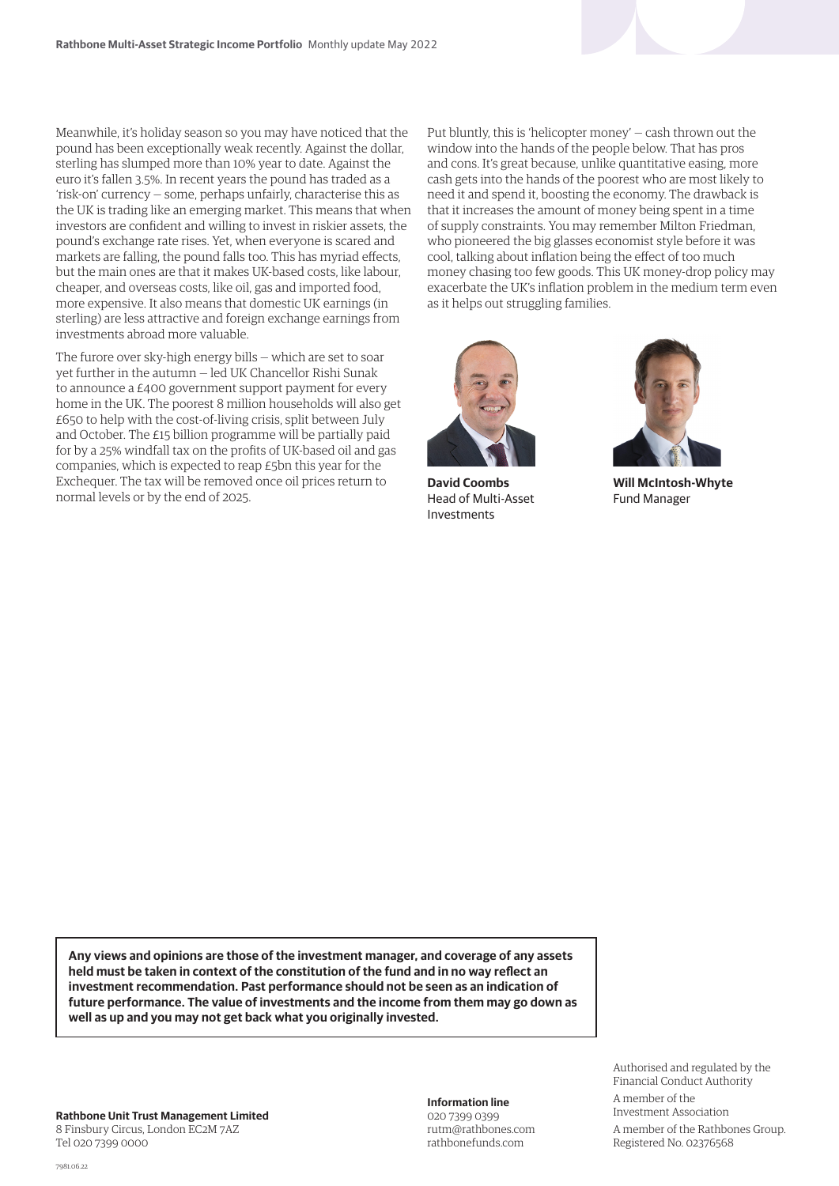Meanwhile, it's holiday season so you may have noticed that the pound has been exceptionally weak recently. Against the dollar, sterling has slumped more than 10% year to date. Against the euro it's fallen 3.5%. In recent years the pound has traded as a 'risk-on' currency — some, perhaps unfairly, characterise this as the UK is trading like an emerging market. This means that when investors are confident and willing to invest in riskier assets, the pound's exchange rate rises. Yet, when everyone is scared and markets are falling, the pound falls too. This has myriad effects, but the main ones are that it makes UK-based costs, like labour, cheaper, and overseas costs, like oil, gas and imported food, more expensive. It also means that domestic UK earnings (in sterling) are less attractive and foreign exchange earnings from investments abroad more valuable.

The furore over sky-high energy bills — which are set to soar yet further in the autumn — led UK Chancellor Rishi Sunak to announce a £400 government support payment for every home in the UK. The poorest 8 million households will also get £650 to help with the cost-of-living crisis, split between July and October. The £15 billion programme will be partially paid for by a 25% windfall tax on the profits of UK-based oil and gas companies, which is expected to reap £5bn this year for the Exchequer. The tax will be removed once oil prices return to normal levels or by the end of 2025.

Put bluntly, this is 'helicopter money' — cash thrown out the window into the hands of the people below. That has pros and cons. It's great because, unlike quantitative easing, more cash gets into the hands of the poorest who are most likely to need it and spend it, boosting the economy. The drawback is that it increases the amount of money being spent in a time of supply constraints. You may remember Milton Friedman, who pioneered the big glasses economist style before it was cool, talking about inflation being the effect of too much money chasing too few goods. This UK money-drop policy may exacerbate the UK's inflation problem in the medium term even as it helps out struggling families.

**David Coombs**
Head of Multi-Asset Investments

**Will McIntosh-Whyte**
Fund Manager

**Any views and opinions are those of the investment manager, and coverage of any assets held must be taken in context of the constitution of the fund and in no way reflect an investment recommendation. Past performance should not be seen as an indication of future performance. The value of investments and the income from them may go down as well as up and you may not get back what you originally invested.**

**Rathbone Unit Trust Management Limited**
8 Finsbury Circus, London EC2M 7AZ
Tel 020 7399 0000

**Information line**
020 7399 0399
rutm@rathbones.com
rathbonefunds.com

Authorised and regulated by the Financial Conduct Authority

A member of the Investment Association

A member of the Rathbones Group. Registered No. 02376568

7981.06.22